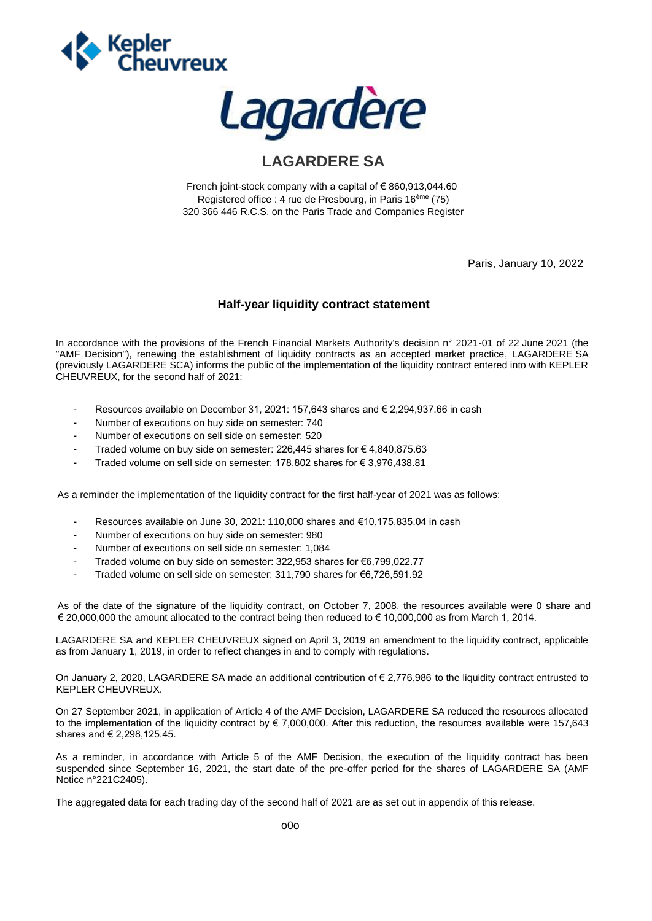# LAGARDERE SA

French joint-stock company with a capital of € 860,913,044.60
Registered office : 4 rue de Presbourg, in Paris 16ème (75)
320 366 446 R.C.S. on the Paris Trade and Companies Register

Paris, January 10, 2022

## Half-year liquidity contract statement

In accordance with the provisions of the French Financial Markets Authority's decision n° 2021-01 of 22 June 2021 (the "AMF Decision"), renewing the establishment of liquidity contracts as an accepted market practice, LAGARDERE SA (previously LAGARDERE SCA) informs the public of the implementation of the liquidity contract entered into with KEPLER CHEUVREUX, for the second half of 2021:

- Resources available on December 31, 2021: 157,643 shares and € 2,294,937.66 in cash
- Number of executions on buy side on semester: 740
- Number of executions on sell side on semester: 520
- Traded volume on buy side on semester: 226,445 shares for € 4,840,875.63
- Traded volume on sell side on semester: 178,802 shares for € 3,976,438.81

As a reminder the implementation of the liquidity contract for the first half-year of 2021 was as follows:

- Resources available on June 30, 2021: 110,000 shares and €10,175,835.04 in cash
- Number of executions on buy side on semester: 980
- Number of executions on sell side on semester: 1,084
- Traded volume on buy side on semester: 322,953 shares for €6,799,022.77
- Traded volume on sell side on semester: 311,790 shares for €6,726,591.92

As of the date of the signature of the liquidity contract, on October 7, 2008, the resources available were 0 share and € 20,000,000 the amount allocated to the contract being then reduced to € 10,000,000 as from March 1, 2014.

LAGARDERE SA and KEPLER CHEUVREUX signed on April 3, 2019 an amendment to the liquidity contract, applicable as from January 1, 2019, in order to reflect changes in and to comply with regulations.

On January 2, 2020, LAGARDERE SA made an additional contribution of € 2,776,986 to the liquidity contract entrusted to KEPLER CHEUVREUX.

On 27 September 2021, in application of Article 4 of the AMF Decision, LAGARDERE SA reduced the resources allocated to the implementation of the liquidity contract by € 7,000,000. After this reduction, the resources available were 157,643 shares and € 2,298,125.45.

As a reminder, in accordance with Article 5 of the AMF Decision, the execution of the liquidity contract has been suspended since September 16, 2021, the start date of the pre-offer period for the shares of LAGARDERE SA (AMF Notice n°221C2405).

The aggregated data for each trading day of the second half of 2021 are as set out in appendix of this release.

o0o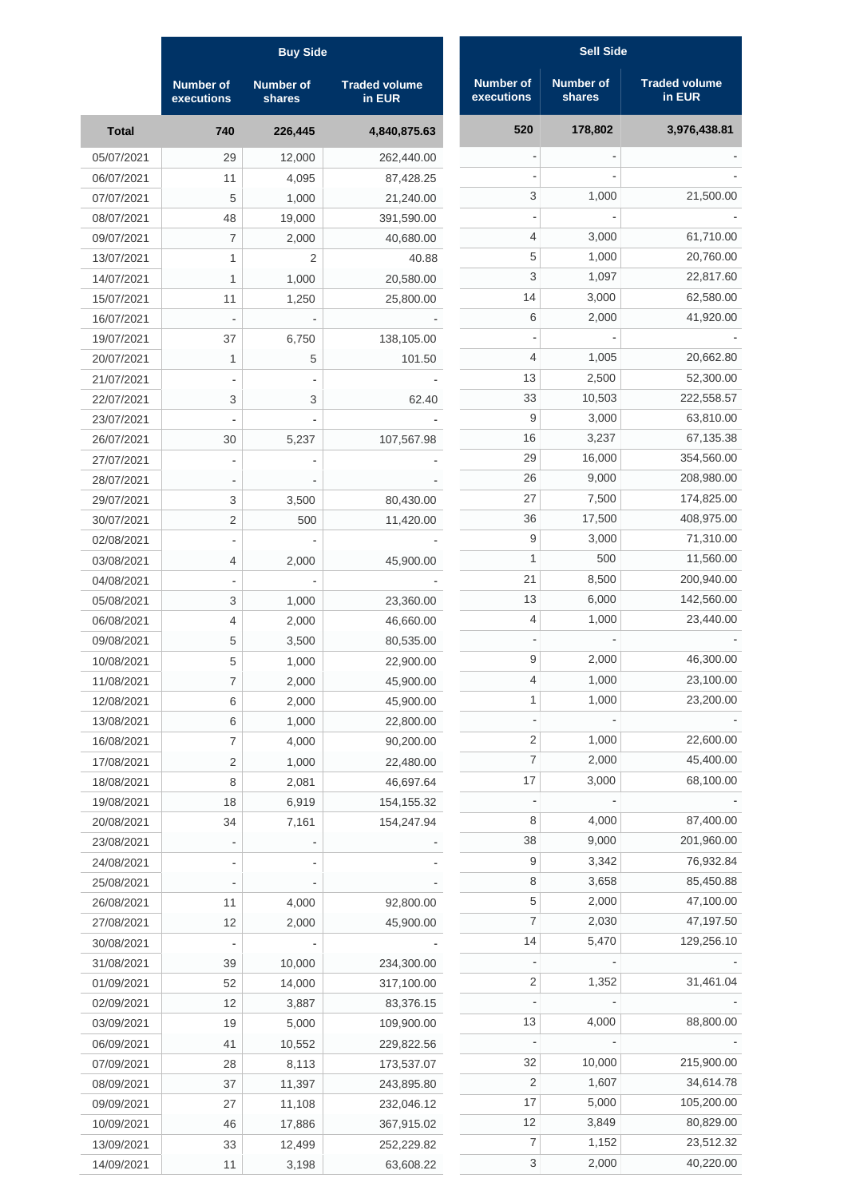| | Buy Side | | | Sell Side | | |
|---|---|---|---|---|---|---|
| | Number of executions | Number of shares | Traded volume in EUR | Number of executions | Number of shares | Traded volume in EUR |
| **Total** | **740** | **226,445** | **4,840,875.63** | **520** | **178,802** | **3,976,438.81** |
| 05/07/2021 | 29 | 12,000 | 262,440.00 | - | - | - |
| 06/07/2021 | 11 | 4,095 | 87,428.25 | - | - | - |
| 07/07/2021 | 5 | 1,000 | 21,240.00 | 3 | 1,000 | 21,500.00 |
| 08/07/2021 | 48 | 19,000 | 391,590.00 | - | - | - |
| 09/07/2021 | 7 | 2,000 | 40,680.00 | 4 | 3,000 | 61,710.00 |
| 13/07/2021 | 1 | 2 | 40.88 | 5 | 1,000 | 20,760.00 |
| 14/07/2021 | 1 | 1,000 | 20,580.00 | 3 | 1,097 | 22,817.60 |
| 15/07/2021 | 11 | 1,250 | 25,800.00 | 14 | 3,000 | 62,580.00 |
| 16/07/2021 | - | - | - | 6 | 2,000 | 41,920.00 |
| 19/07/2021 | 37 | 6,750 | 138,105.00 | - | - | - |
| 20/07/2021 | 1 | 5 | 101.50 | 4 | 1,005 | 20,662.80 |
| 21/07/2021 | - | - | - | 13 | 2,500 | 52,300.00 |
| 22/07/2021 | 3 | 3 | 62.40 | 33 | 10,503 | 222,558.57 |
| 23/07/2021 | - | - | - | 9 | 3,000 | 63,810.00 |
| 26/07/2021 | 30 | 5,237 | 107,567.98 | 16 | 3,237 | 67,135.38 |
| 27/07/2021 | - | - | - | 29 | 16,000 | 354,560.00 |
| 28/07/2021 | - | - | - | 26 | 9,000 | 208,980.00 |
| 29/07/2021 | 3 | 3,500 | 80,430.00 | 27 | 7,500 | 174,825.00 |
| 30/07/2021 | 2 | 500 | 11,420.00 | 36 | 17,500 | 408,975.00 |
| 02/08/2021 | - | - | - | 9 | 3,000 | 71,310.00 |
| 03/08/2021 | 4 | 2,000 | 45,900.00 | 1 | 500 | 11,560.00 |
| 04/08/2021 | - | - | - | 21 | 8,500 | 200,940.00 |
| 05/08/2021 | 3 | 1,000 | 23,360.00 | 13 | 6,000 | 142,560.00 |
| 06/08/2021 | 4 | 2,000 | 46,660.00 | 4 | 1,000 | 23,440.00 |
| 09/08/2021 | 5 | 3,500 | 80,535.00 | - | - | - |
| 10/08/2021 | 5 | 1,000 | 22,900.00 | 9 | 2,000 | 46,300.00 |
| 11/08/2021 | 7 | 2,000 | 45,900.00 | 4 | 1,000 | 23,100.00 |
| 12/08/2021 | 6 | 2,000 | 45,900.00 | 1 | 1,000 | 23,200.00 |
| 13/08/2021 | 6 | 1,000 | 22,800.00 | - | - | - |
| 16/08/2021 | 7 | 4,000 | 90,200.00 | 2 | 1,000 | 22,600.00 |
| 17/08/2021 | 2 | 1,000 | 22,480.00 | 7 | 2,000 | 45,400.00 |
| 18/08/2021 | 8 | 2,081 | 46,697.64 | 17 | 3,000 | 68,100.00 |
| 19/08/2021 | 18 | 6,919 | 154,155.32 | - | - | - |
| 20/08/2021 | 34 | 7,161 | 154,247.94 | 8 | 4,000 | 87,400.00 |
| 23/08/2021 | - | - | - | 38 | 9,000 | 201,960.00 |
| 24/08/2021 | - | - | - | 9 | 3,342 | 76,932.84 |
| 25/08/2021 | - | - | - | 8 | 3,658 | 85,450.88 |
| 26/08/2021 | 11 | 4,000 | 92,800.00 | 5 | 2,000 | 47,100.00 |
| 27/08/2021 | 12 | 2,000 | 45,900.00 | 7 | 2,030 | 47,197.50 |
| 30/08/2021 | - | - | - | 14 | 5,470 | 129,256.10 |
| 31/08/2021 | 39 | 10,000 | 234,300.00 | - | - | - |
| 01/09/2021 | 52 | 14,000 | 317,100.00 | 2 | 1,352 | 31,461.04 |
| 02/09/2021 | 12 | 3,887 | 83,376.15 | - | - | - |
| 03/09/2021 | 19 | 5,000 | 109,900.00 | 13 | 4,000 | 88,800.00 |
| 06/09/2021 | 41 | 10,552 | 229,822.56 | - | - | - |
| 07/09/2021 | 28 | 8,113 | 173,537.07 | 32 | 10,000 | 215,900.00 |
| 08/09/2021 | 37 | 11,397 | 243,895.80 | 2 | 1,607 | 34,614.78 |
| 09/09/2021 | 27 | 11,108 | 232,046.12 | 17 | 5,000 | 105,200.00 |
| 10/09/2021 | 46 | 17,886 | 367,915.02 | 12 | 3,849 | 80,829.00 |
| 13/09/2021 | 33 | 12,499 | 252,229.82 | 7 | 1,152 | 23,512.32 |
| 14/09/2021 | 11 | 3,198 | 63,608.22 | 3 | 2,000 | 40,220.00 |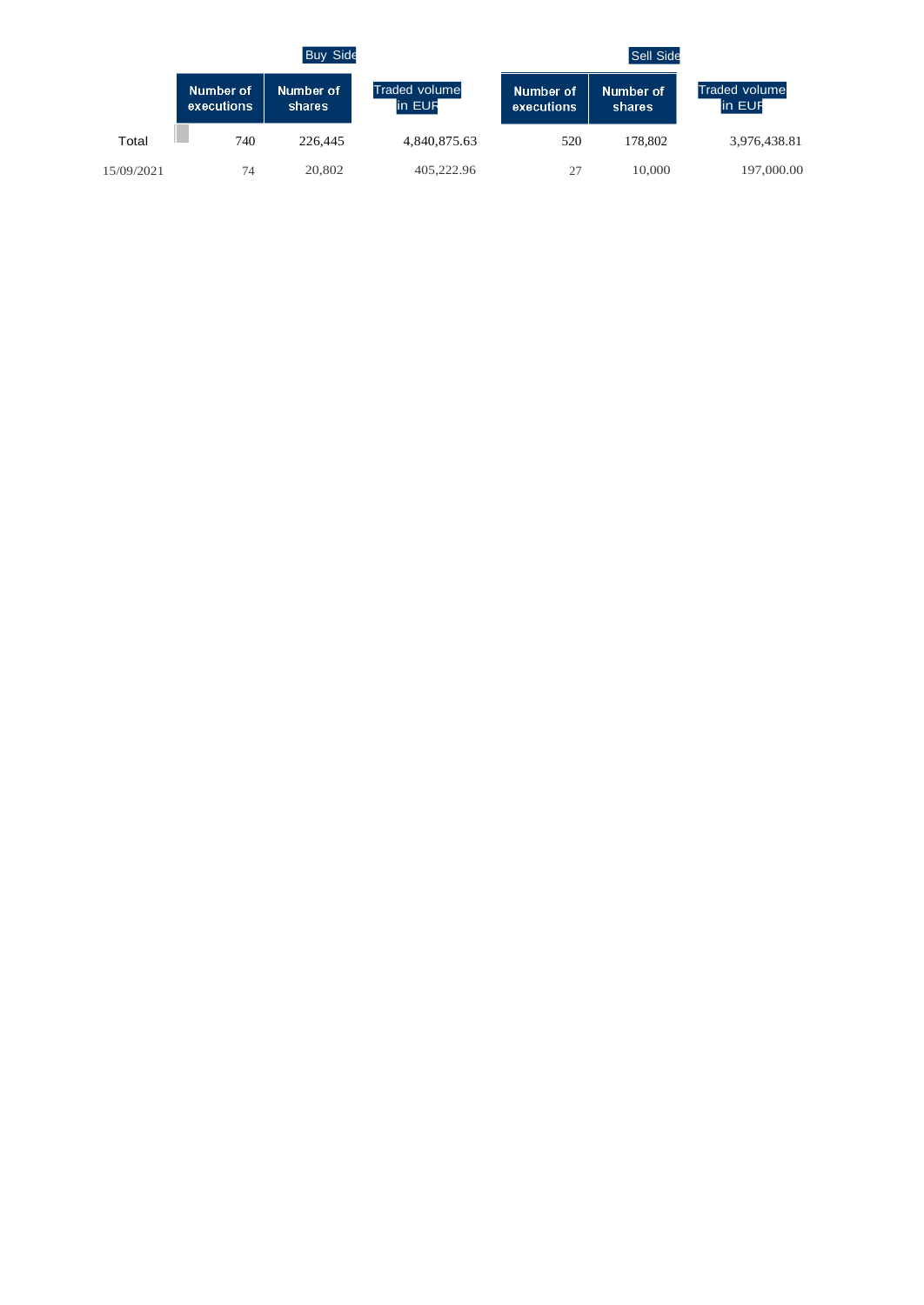| | Buy Side | | | Sell Side | | |
|---|---|---|---|---|---|---|
| | Number of executions | Number of shares | Traded volume in EUR | Number of executions | Number of shares | Traded volume in EUR |
| Total | 740 | 226,445 | 4,840,875.63 | 520 | 178,802 | 3,976,438.81 |
| 15/09/2021 | 74 | 20,802 | 405,222.96 | 27 | 10,000 | 197,000.00 |